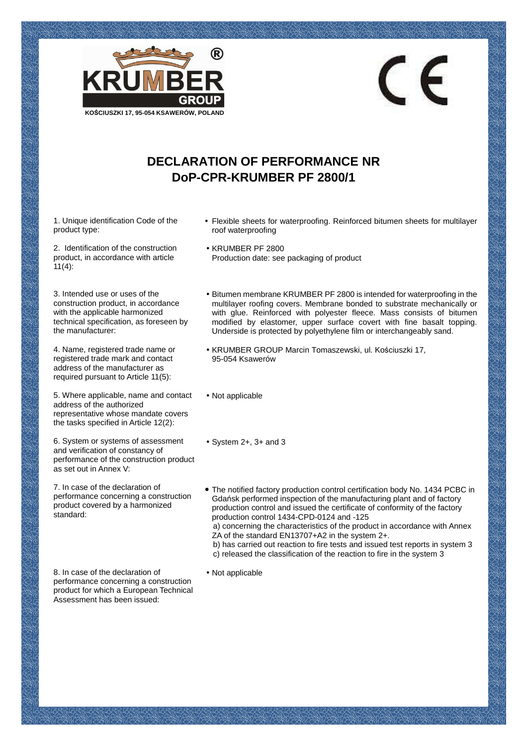KRUMBER® GROUP

KOŚCIUSZKI 17, 95-054 KSAWERÓW, POLAND

CE

# DECLARATION OF PERFORMANCE NR
# DoP-CPR-KRUMBER PF 2800/1

1. Unique identification Code of the product type:

- Flexible sheets for waterproofing. Reinforced bitumen sheets for multilayer roof waterproofing

2. Identification of the construction product, in accordance with article 11(4):

- KRUMBER PF 2800
  Production date: see packaging of product

3. Intended use or uses of the construction product, in accordance with the applicable harmonized technical specification, as foreseen by the manufacturer:

- Bitumen membrane KRUMBER PF 2800 is intended for waterproofing in the multilayer roofing covers. Membrane bonded to substrate mechanically or with glue. Reinforced with polyester fleece. Mass consists of bitumen modified by elastomer, upper surface covert with fine basalt topping. Underside is protected by polyethylene film or interchangeably sand.

4. Name, registered trade name or registered trade mark and contact address of the manufacturer as required pursuant to Article 11(5):

- KRUMBER GROUP Marcin Tomaszewski, ul. Kościuszki 17, 95-054 Ksawerów

5. Where applicable, name and contact address of the authorized representative whose mandate covers the tasks specified in Article 12(2):

- Not applicable

6. System or systems of assessment and verification of constancy of performance of the construction product as set out in Annex V:

- System 2+, 3+ and 3

7. In case of the declaration of performance concerning a construction product covered by a harmonized standard:

- The notified factory production control certification body No. 1434 PCBC in Gdańsk performed inspection of the manufacturing plant and of factory production control and issued the certificate of conformity of the factory production control 1434-CPD-0124 and -125
  a) concerning the characteristics of the product in accordance with Annex ZA of the standard EN13707+A2 in the system 2+.
  b) has carried out reaction to fire tests and issued test reports in system 3
  c) released the classification of the reaction to fire in the system 3

8. In case of the declaration of performance concerning a construction product for which a European Technical Assessment has been issued:

- Not applicable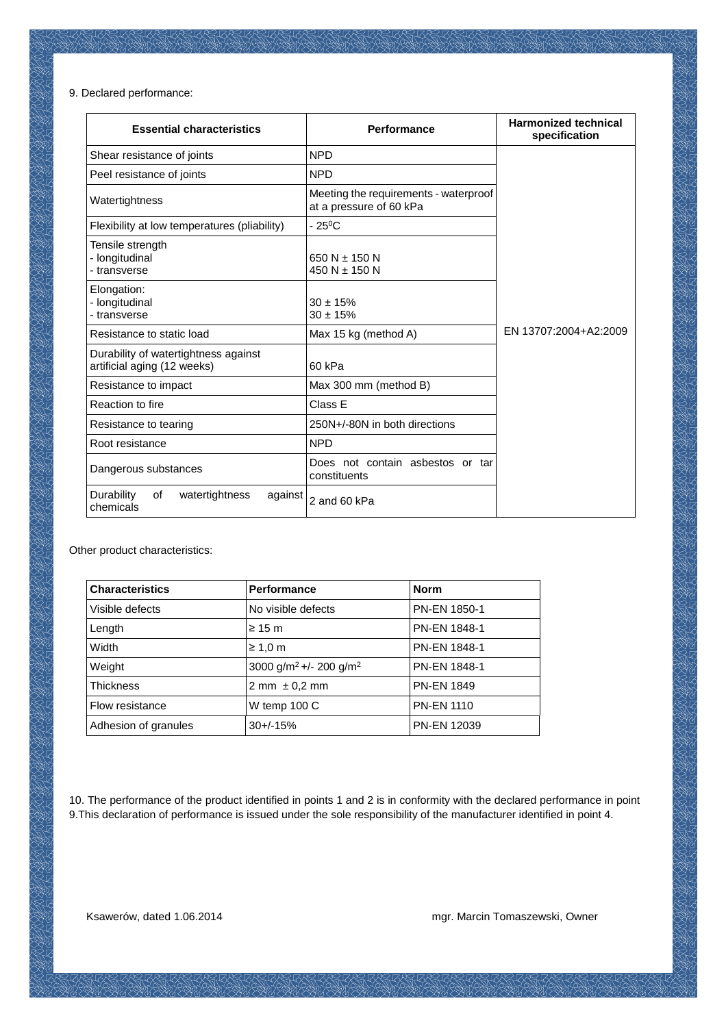9. Declared performance:

| Essential characteristics | Performance | Harmonized technical specification |
|---|---|---|
| Shear resistance of joints | NPD | EN 13707:2004+A2:2009 |
| Peel resistance of joints | NPD | |
| Watertightness | Meeting the requirements - waterproof at a pressure of 60 kPa | |
| Flexibility at low temperatures (pliability) | $-25^0$C | |
| Tensile strength<br>- longitudinal<br>- transverse | 650 N ± 150 N<br>450 N ± 150 N | |
| Elongation:<br>- longitudinal<br>- transverse | 30 ± 15%<br>30 ± 15% | |
| Resistance to static load | Max 15 kg (method A) | |
| Durability of watertightness against artificial aging (12 weeks) | 60 kPa | |
| Resistance to impact | Max 300 mm (method B) | |
| Reaction to fire | Class E | |
| Resistance to tearing | 250N+/-80N in both directions | |
| Root resistance | NPD | |
| Dangerous substances | Does not contain asbestos or tar constituents | |
| Durability of watertightness against chemicals | 2 and 60 kPa | |

Other product characteristics:

| Characteristics | Performance | Norm |
|---|---|---|
| Visible defects | No visible defects | PN-EN 1850-1 |
| Length | ≥ 15 m | PN-EN 1848-1 |
| Width | ≥ 1,0 m | PN-EN 1848-1 |
| Weight | 3000 g/m$^2$ +/- 200 g/m$^2$ | PN-EN 1848-1 |
| Thickness | 2 mm ± 0,2 mm | PN-EN 1849 |
| Flow resistance | W temp 100 C | PN-EN 1110 |
| Adhesion of granules | 30+/-15% | PN-EN 12039 |

10. The performance of the product identified in points 1 and 2 is in conformity with the declared performance in point 9.This declaration of performance is issued under the sole responsibility of the manufacturer identified in point 4.

Ksawerów, dated 1.06.2014

mgr. Marcin Tomaszewski, Owner